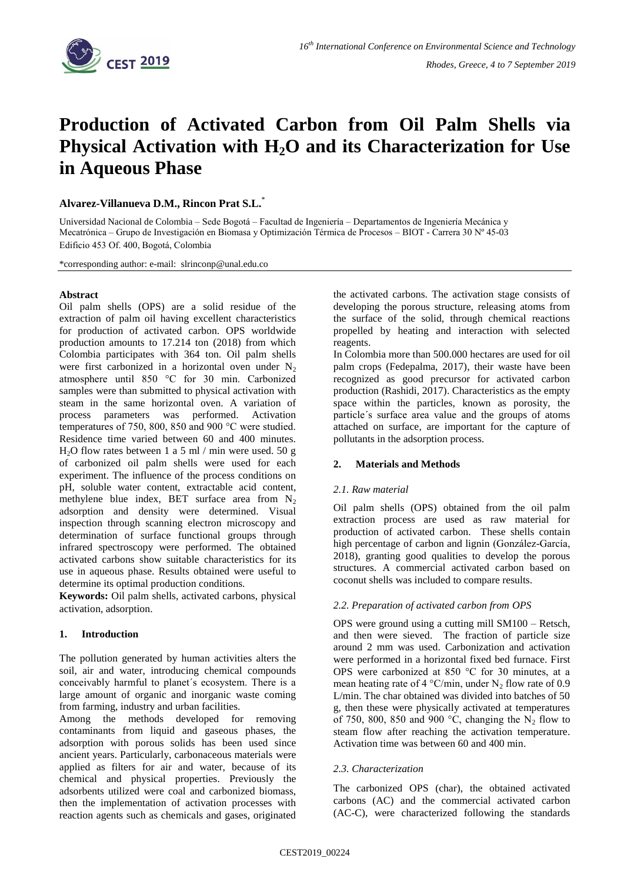# Production of Activated Carbon from Oil Palm Shells via Physical Activation with $H_2O$ and its Characterization for Use in Aqueous Phase

**Alvarez-Villanueva D.M., Rincon Prat S.L.[*]**

Universidad Nacional de Colombia – Sede Bogotá – Facultad de Ingeniería – Departamentos de Ingeniería Mecánica y Mecatrónica – Grupo de Investigación en Biomasa y Optimización Térmica de Procesos – BIOT - Carrera 30 Nº 45-03 Edificio 453 Of. 400, Bogotá, Colombia

*corresponding author: e-mail: slrinconp@unal.edu.co

**Abstract**

Oil palm shells (OPS) are a solid residue of the extraction of palm oil having excellent characteristics for production of activated carbon. OPS worldwide production amounts to 17.214 ton (2018) from which Colombia participates with 364 ton. Oil palm shells were first carbonized in a horizontal oven under $N_2$ atmosphere until 850 °C for 30 min. Carbonized samples were than submitted to physical activation with steam in the same horizontal oven. A variation of process parameters was performed. Activation temperatures of 750, 800, 850 and 900 °C were studied. Residence time varied between 60 and 400 minutes. $H_2O$ flow rates between 1 a 5 ml / min were used. 50 g of carbonized oil palm shells were used for each experiment. The influence of the process conditions on pH, soluble water content, extractable acid content, methylene blue index, BET surface area from $N_2$ adsorption and density were determined. Visual inspection through scanning electron microscopy and determination of surface functional groups through infrared spectroscopy were performed. The obtained activated carbons show suitable characteristics for its use in aqueous phase. Results obtained were useful to determine its optimal production conditions.

**Keywords:** Oil palm shells, activated carbons, physical activation, adsorption.

## 1. Introduction

The pollution generated by human activities alters the soil, air and water, introducing chemical compounds conceivably harmful to planet´s ecosystem. There is a large amount of organic and inorganic waste coming from farming, industry and urban facilities.

Among the methods developed for removing contaminants from liquid and gaseous phases, the adsorption with porous solids has been used since ancient years. Particularly, carbonaceous materials were applied as filters for air and water, because of its chemical and physical properties. Previously the adsorbents utilized were coal and carbonized biomass, then the implementation of activation processes with reaction agents such as chemicals and gases, originated the activated carbons. The activation stage consists of developing the porous structure, releasing atoms from the surface of the solid, through chemical reactions propelled by heating and interaction with selected reagents.

In Colombia more than 500.000 hectares are used for oil palm crops (Fedepalma, 2017), their waste have been recognized as good precursor for activated carbon production (Rashidi, 2017). Characteristics as the empty space within the particles, known as porosity, the particle´s surface area value and the groups of atoms attached on surface, are important for the capture of pollutants in the adsorption process.

## 2. Materials and Methods

### *2.1. Raw material*

Oil palm shells (OPS) obtained from the oil palm extraction process are used as raw material for production of activated carbon. These shells contain high percentage of carbon and lignin (González-García, 2018), granting good qualities to develop the porous structures. A commercial activated carbon based on coconut shells was included to compare results.

### *2.2. Preparation of activated carbon from OPS*

OPS were ground using a cutting mill SM100 – Retsch, and then were sieved. The fraction of particle size around 2 mm was used. Carbonization and activation were performed in a horizontal fixed bed furnace. First OPS were carbonized at 850 °C for 30 minutes, at a mean heating rate of 4 °C/min, under $N_2$ flow rate of 0.9 L/min. The char obtained was divided into batches of 50 g, then these were physically activated at temperatures of 750, 800, 850 and 900 °C, changing the $N_2$ flow to steam flow after reaching the activation temperature. Activation time was between 60 and 400 min.

### *2.3. Characterization*

The carbonized OPS (char), the obtained activated carbons (AC) and the commercial activated carbon (AC-C), were characterized following the standards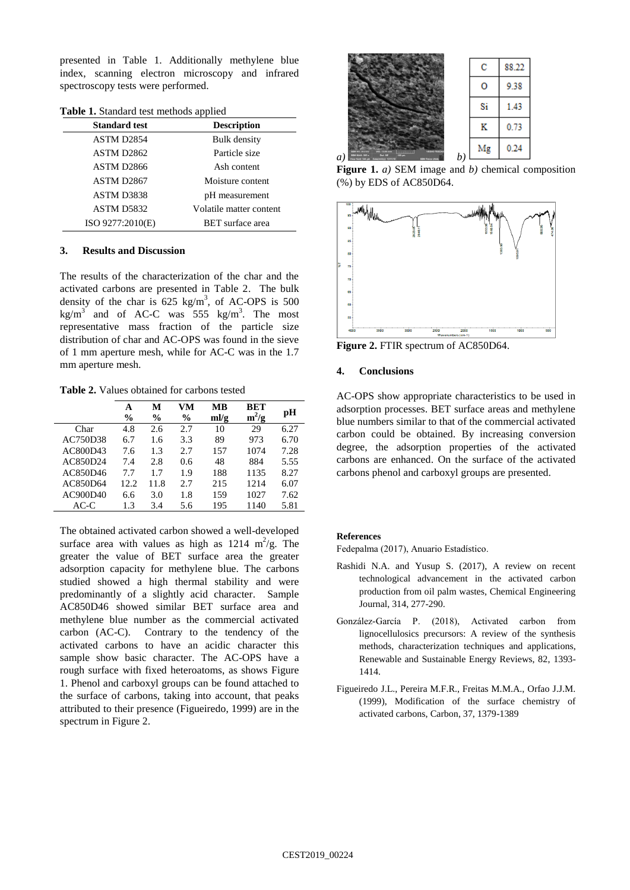presented in Table 1. Additionally methylene blue index, scanning electron microscopy and infrared spectroscopy tests were performed.

**Table 1.** Standard test methods applied

| Standard test | Description |
|---|---|
| ASTM D2854 | Bulk density |
| ASTM D2862 | Particle size |
| ASTM D2866 | Ash content |
| ASTM D2867 | Moisture content |
| ASTM D3838 | pH measurement |
| ASTM D5832 | Volatile matter content |
| ISO 9277:2010(E) | BET surface area |

## 3. Results and Discussion

The results of the characterization of the char and the activated carbons are presented in Table 2. The bulk density of the char is 625 kg/m$^3$, of AC-OPS is 500 kg/m$^3$ and of AC-C was 555 kg/m$^3$. The most representative mass fraction of the particle size distribution of char and AC-OPS was found in the sieve of 1 mm aperture mesh, while for AC-C was in the 1.7 mm aperture mesh.

**Table 2.** Values obtained for carbons tested

| | A % | M % | VM % | MB ml/g | BET m$^2$/g | pH |
|---|---|---|---|---|---|---|
| Char | 4.8 | 2.6 | 2.7 | 10 | 29 | 6.27 |
| AC750D38 | 6.7 | 1.6 | 3.3 | 89 | 973 | 6.70 |
| AC800D43 | 7.6 | 1.3 | 2.7 | 157 | 1074 | 7.28 |
| AC850D24 | 7.4 | 2.8 | 0.6 | 48 | 884 | 5.55 |
| AC850D46 | 7.7 | 1.7 | 1.9 | 188 | 1135 | 8.27 |
| AC850D64 | 12.2 | 11.8 | 2.7 | 215 | 1214 | 6.07 |
| AC900D40 | 6.6 | 3.0 | 1.8 | 159 | 1027 | 7.62 |
| AC-C | 1.3 | 3.4 | 5.6 | 195 | 1140 | 5.81 |

The obtained activated carbon showed a well-developed surface area with values as high as 1214 m$^2$/g. The greater the value of BET surface area the greater adsorption capacity for methylene blue. The carbons studied showed a high thermal stability and were predominantly of a slightly acid character. Sample AC850D46 showed similar BET surface area and methylene blue number as the commercial activated carbon (AC-C). Contrary to the tendency of the activated carbons to have an acidic character this sample show basic character. The AC-OPS have a rough surface with fixed heteroatoms, as shows Figure 1. Phenol and carboxyl groups can be found attached to the surface of carbons, taking into account, that peaks attributed to their presence (Figueiredo, 1999) are in the spectrum in Figure 2.

| | |
|---|---|
| C | 88.22 |
| O | 9.38 |
| Si | 1.43 |
| K | 0.73 |
| Mg | 0.24 |

**Figure 1.** *a)* SEM image and *b)* chemical composition (%) by EDS of AC850D64.

%T

Wavenumbers (cm-1)

**Figure 2.** FTIR spectrum of AC850D64.

## 4. Conclusions

AC-OPS show appropriate characteristics to be used in adsorption processes. BET surface areas and methylene blue numbers similar to that of the commercial activated carbon could be obtained. By increasing conversion degree, the adsorption properties of the activated carbons are enhanced. On the surface of the activated carbons phenol and carboxyl groups are presented.

### References

Fedepalma (2017), Anuario Estadístico.

Rashidi N.A. and Yusup S. (2017), A review on recent technological advancement in the activated carbon production from oil palm wastes, Chemical Engineering Journal, 314, 277-290.

González-García P. (2018), Activated carbon from lignocellulosics precursors: A review of the synthesis methods, characterization techniques and applications, Renewable and Sustainable Energy Reviews, 82, 1393-1414.

Figueiredo J.L., Pereira M.F.R., Freitas M.M.A., Orfao J.J.M. (1999), Modification of the surface chemistry of activated carbons, Carbon, 37, 1379-1389